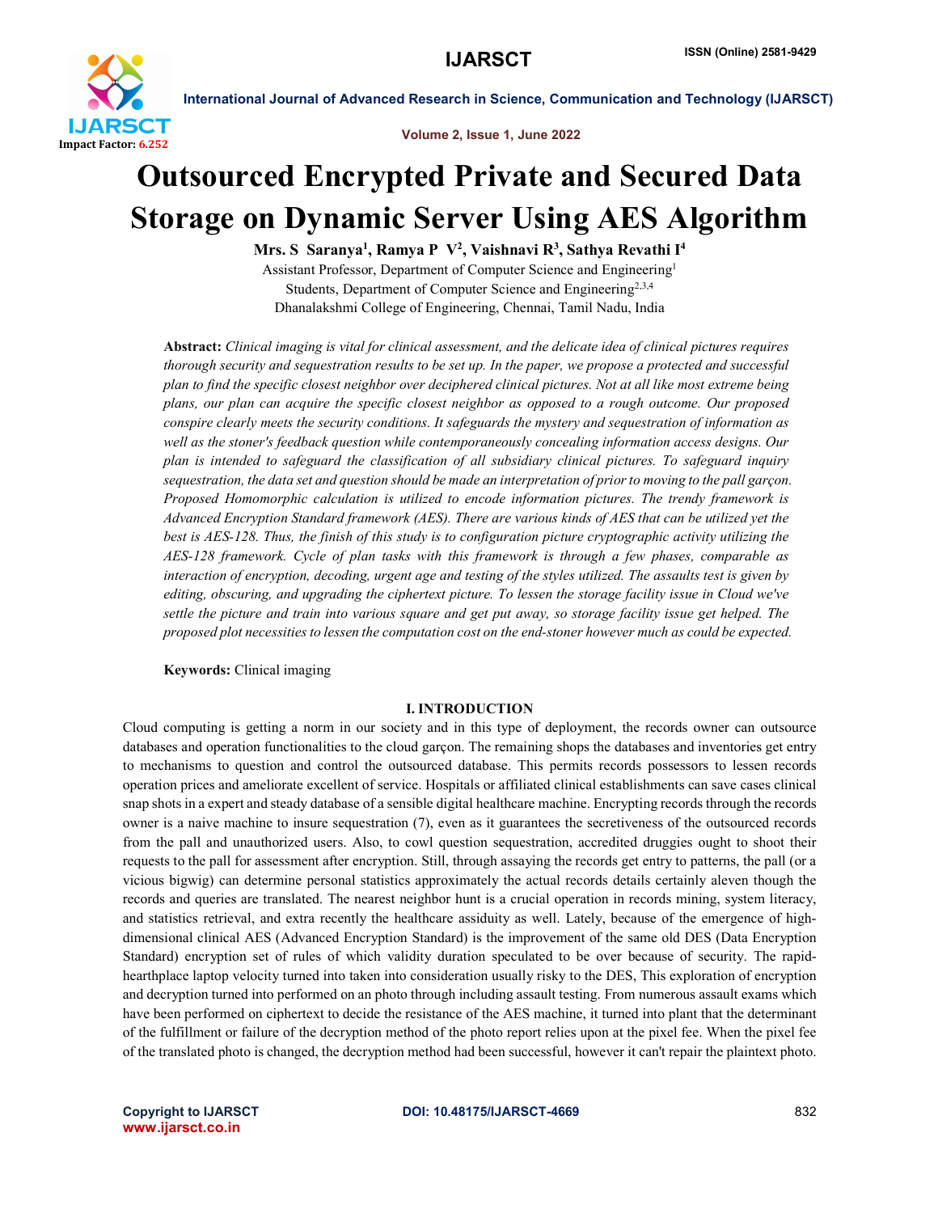# Outsourced Encrypted Private and Secured Data Storage on Dynamic Server Using AES Algorithm

**Mrs. S Saranya[1], Ramya P V[2], Vaishnavi R[3], Sathya Revathi I[4]**

Assistant Professor, Department of Computer Science and Engineering[1]

Students, Department of Computer Science and Engineering[2,3,4]

Dhanalakshmi College of Engineering, Chennai, Tamil Nadu, India

**Abstract:** *Clinical imaging is vital for clinical assessment, and the delicate idea of clinical pictures requires thorough security and sequestration results to be set up. In the paper, we propose a protected and successful plan to find the specific closest neighbor over deciphered clinical pictures. Not at all like most extreme being plans, our plan can acquire the specific closest neighbor as opposed to a rough outcome. Our proposed conspire clearly meets the security conditions. It safeguards the mystery and sequestration of information as well as the stoner's feedback question while contemporaneously concealing information access designs. Our plan is intended to safeguard the classification of all subsidiary clinical pictures. To safeguard inquiry sequestration, the data set and question should be made an interpretation of prior to moving to the pall garçon. Proposed Homomorphic calculation is utilized to encode information pictures. The trendy framework is Advanced Encryption Standard framework (AES). There are various kinds of AES that can be utilized yet the best is AES-128. Thus, the finish of this study is to configuration picture cryptographic activity utilizing the AES-128 framework. Cycle of plan tasks with this framework is through a few phases, comparable as interaction of encryption, decoding, urgent age and testing of the styles utilized. The assaults test is given by editing, obscuring, and upgrading the ciphertext picture. To lessen the storage facility issue in Cloud we've settle the picture and train into various square and get put away, so storage facility issue get helped. The proposed plot necessities to lessen the computation cost on the end-stoner however much as could be expected.*

**Keywords:** Clinical imaging

## I. INTRODUCTION

Cloud computing is getting a norm in our society and in this type of deployment, the records owner can outsource databases and operation functionalities to the cloud garçon. The remaining shops the databases and inventories get entry to mechanisms to question and control the outsourced database. This permits records possessors to lessen records operation prices and ameliorate excellent of service. Hospitals or affiliated clinical establishments can save cases clinical snap shots in a expert and steady database of a sensible digital healthcare machine. Encrypting records through the records owner is a naive machine to insure sequestration (7), even as it guarantees the secretiveness of the outsourced records from the pall and unauthorized users. Also, to cowl question sequestration, accredited druggies ought to shoot their requests to the pall for assessment after encryption. Still, through assaying the records get entry to patterns, the pall (or a vicious bigwig) can determine personal statistics approximately the actual records details certainly aleven though the records and queries are translated. The nearest neighbor hunt is a crucial operation in records mining, system literacy, and statistics retrieval, and extra recently the healthcare assiduity as well. Lately, because of the emergence of high-dimensional clinical AES (Advanced Encryption Standard) is the improvement of the same old DES (Data Encryption Standard) encryption set of rules of which validity duration speculated to be over because of security. The rapid-hearthplace laptop velocity turned into taken into consideration usually risky to the DES, This exploration of encryption and decryption turned into performed on an photo through including assault testing. From numerous assault exams which have been performed on ciphertext to decide the resistance of the AES machine, it turned into plant that the determinant of the fulfillment or failure of the decryption method of the photo report relies upon at the pixel fee. When the pixel fee of the translated photo is changed, the decryption method had been successful, however it can't repair the plaintext photo.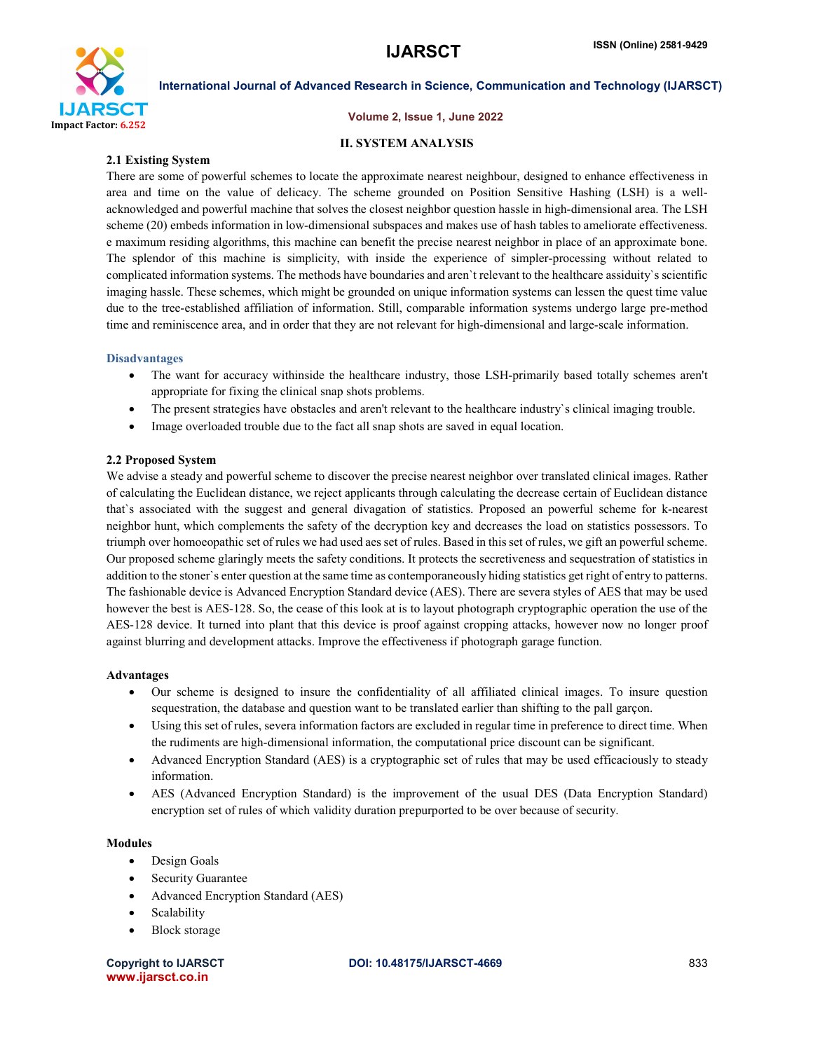## II. SYSTEM ANALYSIS

### 2.1 Existing System

There are some of powerful schemes to locate the approximate nearest neighbour, designed to enhance effectiveness in area and time on the value of delicacy. The scheme grounded on Position Sensitive Hashing (LSH) is a well-acknowledged and powerful machine that solves the closest neighbor question hassle in high-dimensional area. The LSH scheme (20) embeds information in low-dimensional subspaces and makes use of hash tables to ameliorate effectiveness. e maximum residing algorithms, this machine can benefit the precise nearest neighbor in place of an approximate bone. The splendor of this machine is simplicity, with inside the experience of simpler-processing without related to complicated information systems. The methods have boundaries and aren`t relevant to the healthcare assiduity`s scientific imaging hassle. These schemes, which might be grounded on unique information systems can lessen the quest time value due to the tree-established affiliation of information. Still, comparable information systems undergo large pre-method time and reminiscence area, and in order that they are not relevant for high-dimensional and large-scale information.

#### Disadvantages

- The want for accuracy withinside the healthcare industry, those LSH-primarily based totally schemes aren't appropriate for fixing the clinical snap shots problems.
- The present strategies have obstacles and aren't relevant to the healthcare industry`s clinical imaging trouble.
- Image overloaded trouble due to the fact all snap shots are saved in equal location.

### 2.2 Proposed System

We advise a steady and powerful scheme to discover the precise nearest neighbor over translated clinical images. Rather of calculating the Euclidean distance, we reject applicants through calculating the decrease certain of Euclidean distance that`s associated with the suggest and general divagation of statistics. Proposed an powerful scheme for k-nearest neighbor hunt, which complements the safety of the decryption key and decreases the load on statistics possessors. To triumph over homoeopathic set of rules we had used aes set of rules. Based in this set of rules, we gift an powerful scheme. Our proposed scheme glaringly meets the safety conditions. It protects the secretiveness and sequestration of statistics in addition to the stoner`s enter question at the same time as contemporaneously hiding statistics get right of entry to patterns. The fashionable device is Advanced Encryption Standard device (AES). There are severa styles of AES that may be used however the best is AES-128. So, the cease of this look at is to layout photograph cryptographic operation the use of the AES-128 device. It turned into plant that this device is proof against cropping attacks, however now no longer proof against blurring and development attacks. Improve the effectiveness if photograph garage function.

#### Advantages

- Our scheme is designed to insure the confidentiality of all affiliated clinical images. To insure question sequestration, the database and question want to be translated earlier than shifting to the pall garçon.
- Using this set of rules, severa information factors are excluded in regular time in preference to direct time. When the rudiments are high-dimensional information, the computational price discount can be significant.
- Advanced Encryption Standard (AES) is a cryptographic set of rules that may be used efficaciously to steady information.
- AES (Advanced Encryption Standard) is the improvement of the usual DES (Data Encryption Standard) encryption set of rules of which validity duration prepurported to be over because of security.

#### Modules

- Design Goals
- Security Guarantee
- Advanced Encryption Standard (AES)
- Scalability
- Block storage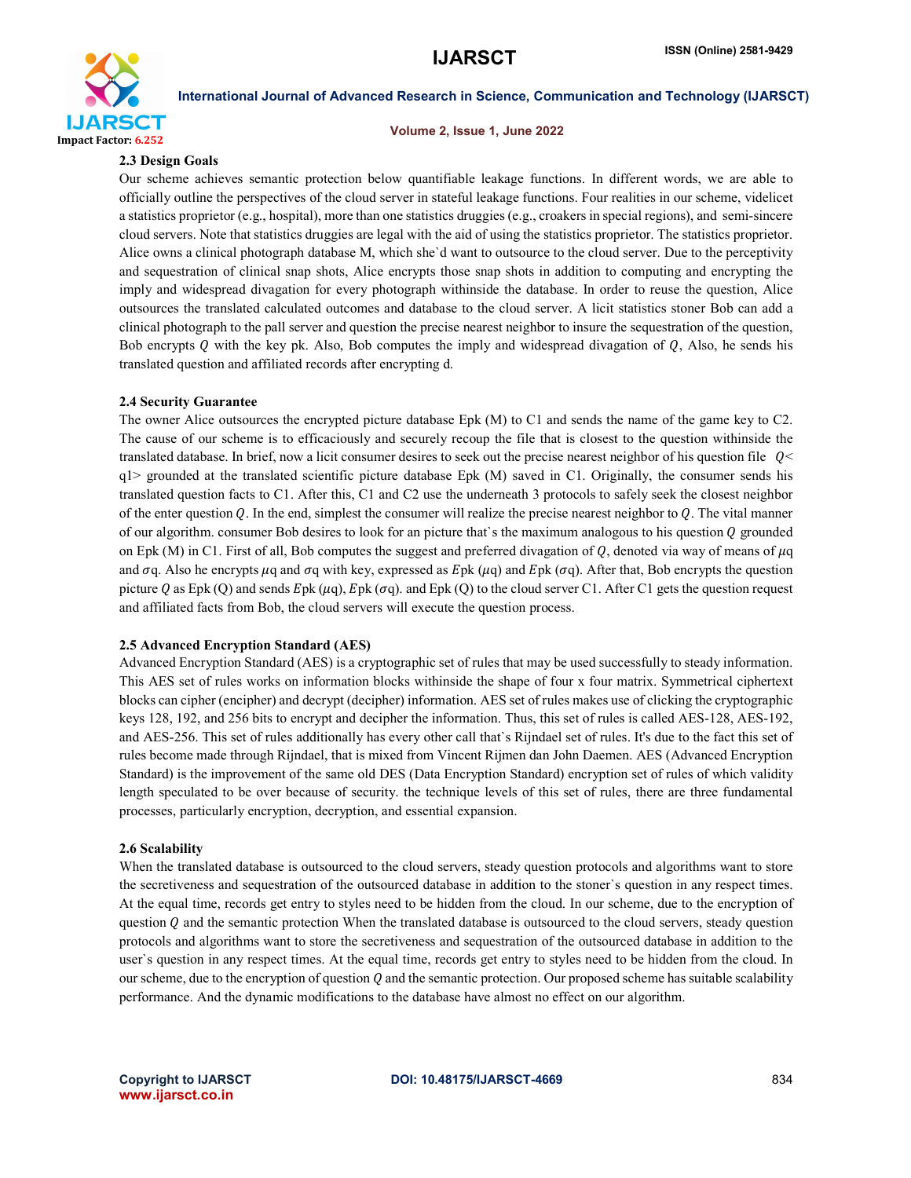### 2.3 Design Goals

Our scheme achieves semantic protection below quantifiable leakage functions. In different words, we are able to officially outline the perspectives of the cloud server in stateful leakage functions. Four realities in our scheme, videlicet a statistics proprietor (e.g., hospital), more than one statistics druggies (e.g., croakers in special regions), and semi-sincere cloud servers. Note that statistics druggies are legal with the aid of using the statistics proprietor. The statistics proprietor. Alice owns a clinical photograph database M, which she`d want to outsource to the cloud server. Due to the perceptivity and sequestration of clinical snap shots, Alice encrypts those snap shots in addition to computing and encrypting the imply and widespread divagation for every photograph withinside the database. In order to reuse the question, Alice outsources the translated calculated outcomes and database to the cloud server. A licit statistics stoner Bob can add a clinical photograph to the pall server and question the precise nearest neighbor to insure the sequestration of the question, Bob encrypts $Q$ with the key pk. Also, Bob computes the imply and widespread divagation of $Q$, Also, he sends his translated question and affiliated records after encrypting d.

### 2.4 Security Guarantee

The owner Alice outsources the encrypted picture database Epk (M) to C1 and sends the name of the game key to C2. The cause of our scheme is to efficaciously and securely recoup the file that is closest to the question withinside the translated database. In brief, now a licit consumer desires to seek out the precise nearest neighbor of his question file $Q$< q1> grounded at the translated scientific picture database Epk (M) saved in C1. Originally, the consumer sends his translated question facts to C1. After this, C1 and C2 use the underneath 3 protocols to safely seek the closest neighbor of the enter question $Q$. In the end, simplest the consumer will realize the precise nearest neighbor to $Q$. The vital manner of our algorithm. consumer Bob desires to look for an picture that`s the maximum analogous to his question $Q$ grounded on Epk (M) in C1. First of all, Bob computes the suggest and preferred divagation of $Q$, denoted via way of means of $\mu$q and $\sigma$q. Also he encrypts $\mu$q and $\sigma$q with key, expressed as $E$pk ($\mu$q) and $E$pk ($\sigma$q). After that, Bob encrypts the question picture $Q$ as Epk (Q) and sends $E$pk ($\mu$q), $E$pk ($\sigma$q). and Epk (Q) to the cloud server C1. After C1 gets the question request and affiliated facts from Bob, the cloud servers will execute the question process.

### 2.5 Advanced Encryption Standard (AES)

Advanced Encryption Standard (AES) is a cryptographic set of rules that may be used successfully to steady information. This AES set of rules works on information blocks withinside the shape of four x four matrix. Symmetrical ciphertext blocks can cipher (encipher) and decrypt (decipher) information. AES set of rules makes use of clicking the cryptographic keys 128, 192, and 256 bits to encrypt and decipher the information. Thus, this set of rules is called AES-128, AES-192, and AES-256. This set of rules additionally has every other call that`s Rijndael set of rules. It's due to the fact this set of rules become made through Rijndael, that is mixed from Vincent Rijmen dan John Daemen. AES (Advanced Encryption Standard) is the improvement of the same old DES (Data Encryption Standard) encryption set of rules of which validity length speculated to be over because of security. the technique levels of this set of rules, there are three fundamental processes, particularly encryption, decryption, and essential expansion.

### 2.6 Scalability

When the translated database is outsourced to the cloud servers, steady question protocols and algorithms want to store the secretiveness and sequestration of the outsourced database in addition to the stoner`s question in any respect times. At the equal time, records get entry to styles need to be hidden from the cloud. In our scheme, due to the encryption of question $Q$ and the semantic protection When the translated database is outsourced to the cloud servers, steady question protocols and algorithms want to store the secretiveness and sequestration of the outsourced database in addition to the user`s question in any respect times. At the equal time, records get entry to styles need to be hidden from the cloud. In our scheme, due to the encryption of question $Q$ and the semantic protection. Our proposed scheme has suitable scalability performance. And the dynamic modifications to the database have almost no effect on our algorithm.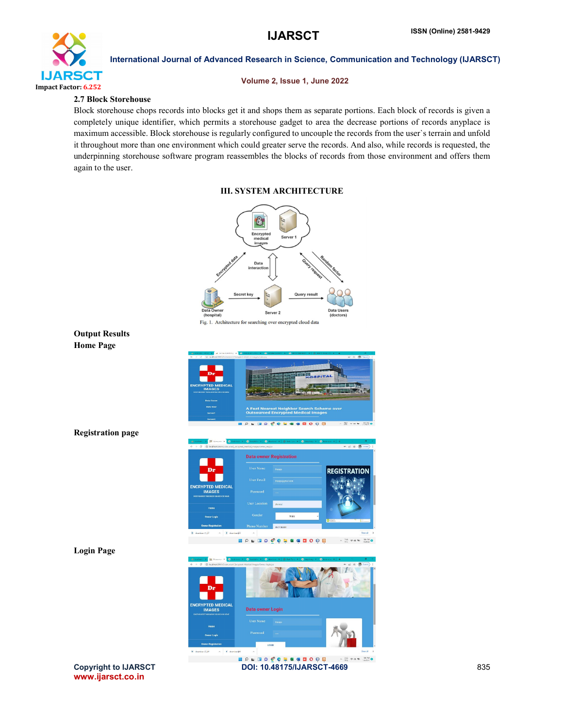### 2.7 Block Storehouse

Block storehouse chops records into blocks get it and shops them as separate portions. Each block of records is given a completely unique identifier, which permits a storehouse gadget to area the decrease portions of records anyplace is maximum accessible. Block storehouse is regularly configured to uncouple the records from the user`s terrain and unfold it throughout more than one environment which could greater serve the records. And also, while records is requested, the underpinning storehouse software program reassembles the blocks of records from those environment and offers them again to the user.

## III. SYSTEM ARCHITECTURE

Fig. 1. Architecture for searching over encrypted cloud data

**Output Results**

**Home Page**

**Registration page**

**Login Page**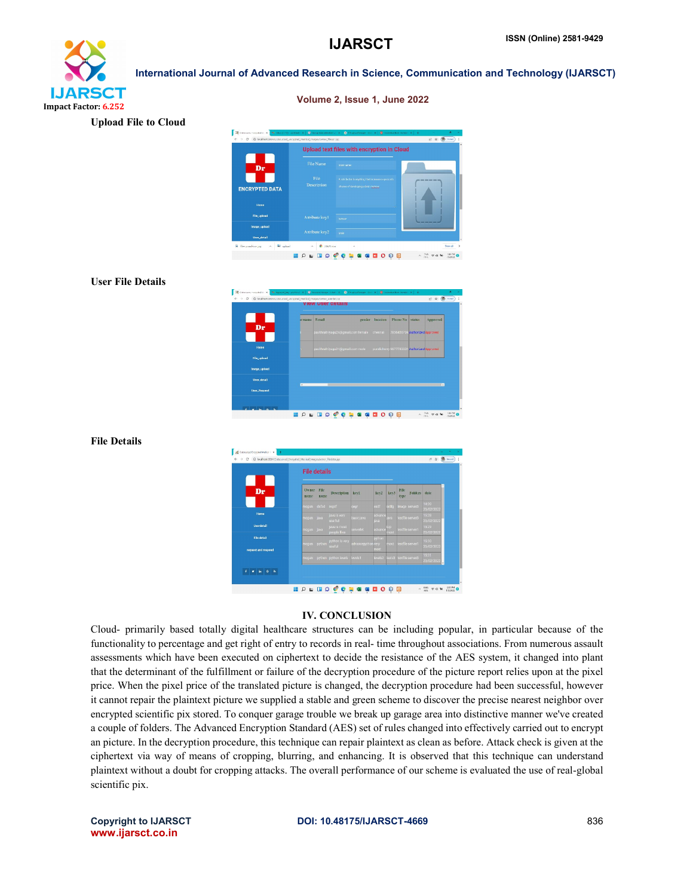**Upload File to Cloud**

**User File Details**

**File Details**

## IV. CONCLUSION

Cloud- primarily based totally digital healthcare structures can be including popular, in particular because of the functionality to percentage and get right of entry to records in real- time throughout associations. From numerous assault assessments which have been executed on ciphertext to decide the resistance of the AES system, it changed into plant that the determinant of the fulfillment or failure of the decryption procedure of the picture report relies upon at the pixel price. When the pixel price of the translated picture is changed, the decryption procedure had been successful, however it cannot repair the plaintext picture we supplied a stable and green scheme to discover the precise nearest neighbor over encrypted scientific pix stored. To conquer garage trouble we break up garage area into distinctive manner we've created a couple of folders. The Advanced Encryption Standard (AES) set of rules changed into effectively carried out to encrypt an picture. In the decryption procedure, this technique can repair plaintext as clean as before. Attack check is given at the ciphertext via way of means of cropping, blurring, and enhancing. It is observed that this technique can understand plaintext without a doubt for cropping attacks. The overall performance of our scheme is evaluated the use of real-global scientific pix.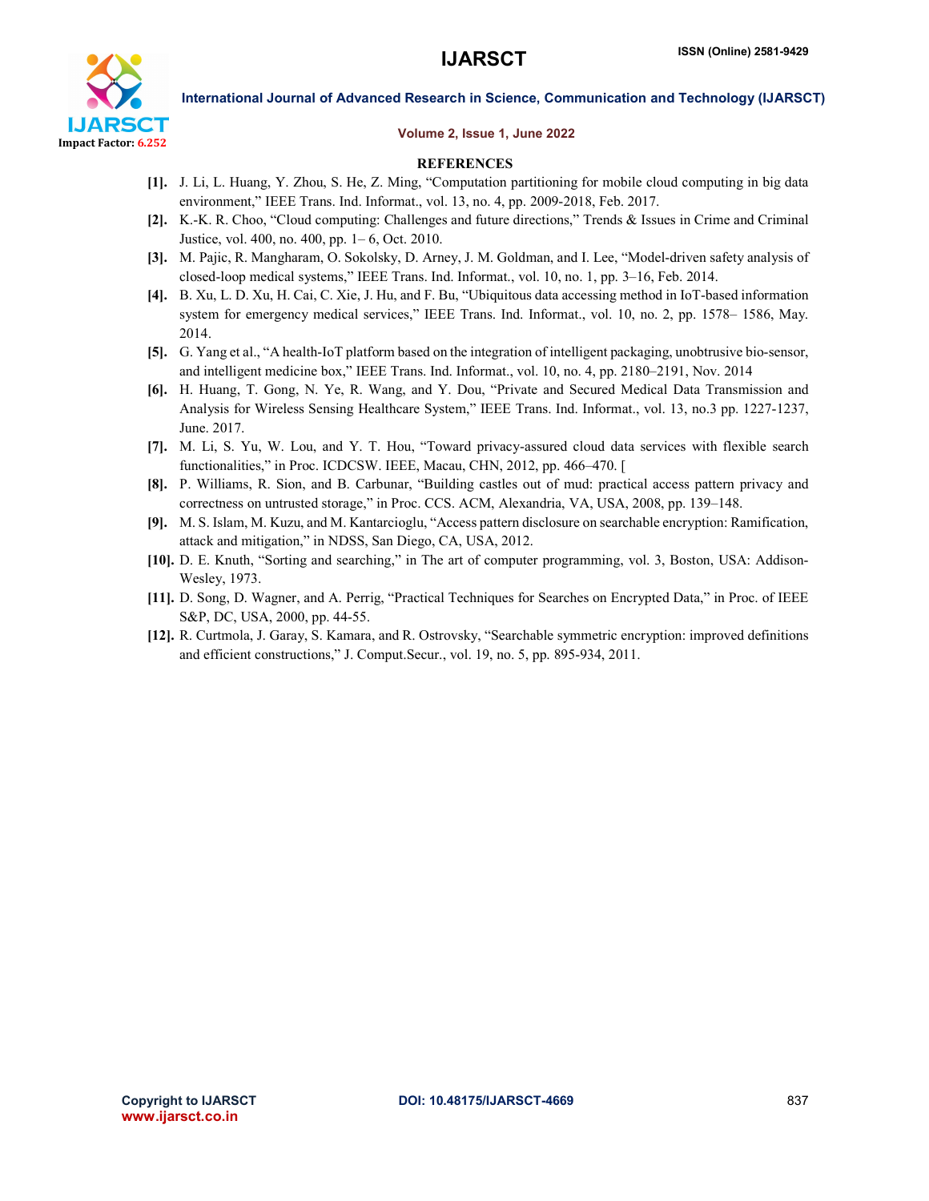## REFERENCES

**[1].** J. Li, L. Huang, Y. Zhou, S. He, Z. Ming, "Computation partitioning for mobile cloud computing in big data environment," IEEE Trans. Ind. Informat., vol. 13, no. 4, pp. 2009-2018, Feb. 2017.

**[2].** K.-K. R. Choo, "Cloud computing: Challenges and future directions," Trends & Issues in Crime and Criminal Justice, vol. 400, no. 400, pp. 1– 6, Oct. 2010.

**[3].** M. Pajic, R. Mangharam, O. Sokolsky, D. Arney, J. M. Goldman, and I. Lee, "Model-driven safety analysis of closed-loop medical systems," IEEE Trans. Ind. Informat., vol. 10, no. 1, pp. 3–16, Feb. 2014.

**[4].** B. Xu, L. D. Xu, H. Cai, C. Xie, J. Hu, and F. Bu, "Ubiquitous data accessing method in IoT-based information system for emergency medical services," IEEE Trans. Ind. Informat., vol. 10, no. 2, pp. 1578– 1586, May. 2014.

**[5].** G. Yang et al., "A health-IoT platform based on the integration of intelligent packaging, unobtrusive bio-sensor, and intelligent medicine box," IEEE Trans. Ind. Informat., vol. 10, no. 4, pp. 2180–2191, Nov. 2014

**[6].** H. Huang, T. Gong, N. Ye, R. Wang, and Y. Dou, "Private and Secured Medical Data Transmission and Analysis for Wireless Sensing Healthcare System," IEEE Trans. Ind. Informat., vol. 13, no.3 pp. 1227-1237, June. 2017.

**[7].** M. Li, S. Yu, W. Lou, and Y. T. Hou, "Toward privacy-assured cloud data services with flexible search functionalities," in Proc. ICDCSW. IEEE, Macau, CHN, 2012, pp. 466–470. [

**[8].** P. Williams, R. Sion, and B. Carbunar, "Building castles out of mud: practical access pattern privacy and correctness on untrusted storage," in Proc. CCS. ACM, Alexandria, VA, USA, 2008, pp. 139–148.

**[9].** M. S. Islam, M. Kuzu, and M. Kantarcioglu, "Access pattern disclosure on searchable encryption: Ramification, attack and mitigation," in NDSS, San Diego, CA, USA, 2012.

**[10].** D. E. Knuth, "Sorting and searching," in The art of computer programming, vol. 3, Boston, USA: Addison-Wesley, 1973.

**[11].** D. Song, D. Wagner, and A. Perrig, "Practical Techniques for Searches on Encrypted Data," in Proc. of IEEE S&P, DC, USA, 2000, pp. 44-55.

**[12].** R. Curtmola, J. Garay, S. Kamara, and R. Ostrovsky, "Searchable symmetric encryption: improved definitions and efficient constructions," J. Comput.Secur., vol. 19, no. 5, pp. 895-934, 2011.